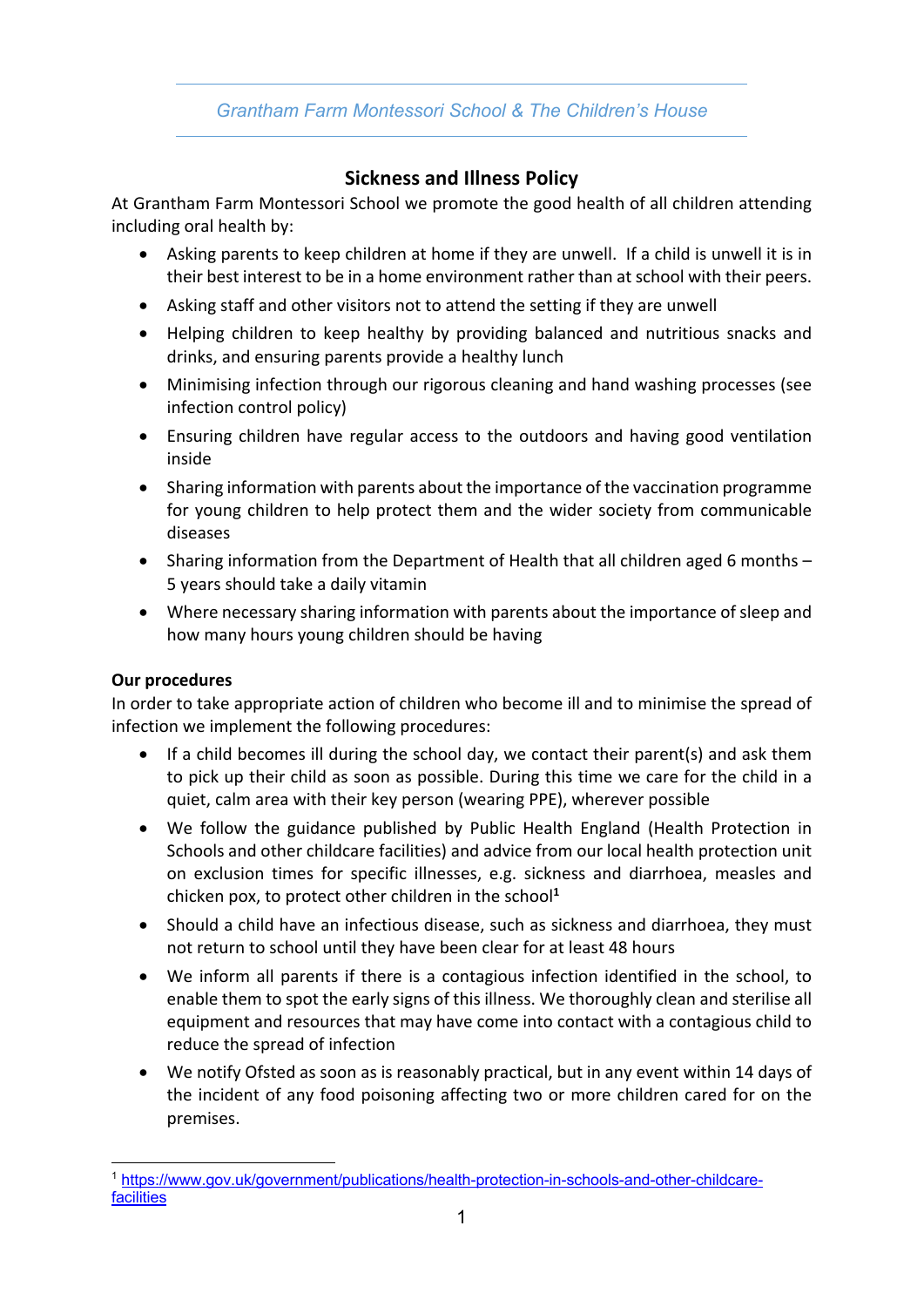Grantham Farm Montessori School & The Children's House

# Sickness and Illness Policy

At Grantham Farm Montessori School we promote the good health of all children attending including oral health by:

- Asking parents to keep children at home if they are unwell. If a child is unwell it is in their best interest to be in a home environment rather than at school with their peers.
- Asking staff and other visitors not to attend the setting if they are unwell
- Helping children to keep healthy by providing balanced and nutritious snacks and drinks, and ensuring parents provide a healthy lunch
- Minimising infection through our rigorous cleaning and hand washing processes (see infection control policy)
- Ensuring children have regular access to the outdoors and having good ventilation inside
- Sharing information with parents about the importance of the vaccination programme for young children to help protect them and the wider society from communicable diseases
- Sharing information from the Department of Health that all children aged 6 months – 5 years should take a daily vitamin
- Where necessary sharing information with parents about the importance of sleep and how many hours young children should be having

**Our procedures**

In order to take appropriate action of children who become ill and to minimise the spread of infection we implement the following procedures:

- If a child becomes ill during the school day, we contact their parent(s) and ask them to pick up their child as soon as possible. During this time we care for the child in a quiet, calm area with their key person (wearing PPE), wherever possible
- We follow the guidance published by Public Health England (Health Protection in Schools and other childcare facilities) and advice from our local health protection unit on exclusion times for specific illnesses, e.g. sickness and diarrhoea, measles and chicken pox, to protect other children in the school[1]
- Should a child have an infectious disease, such as sickness and diarrhoea, they must not return to school until they have been clear for at least 48 hours
- We inform all parents if there is a contagious infection identified in the school, to enable them to spot the early signs of this illness. We thoroughly clean and sterilise all equipment and resources that may have come into contact with a contagious child to reduce the spread of infection
- We notify Ofsted as soon as is reasonably practical, but in any event within 14 days of the incident of any food poisoning affecting two or more children cared for on the premises.

[1] https://www.gov.uk/government/publications/health-protection-in-schools-and-other-childcare-facilities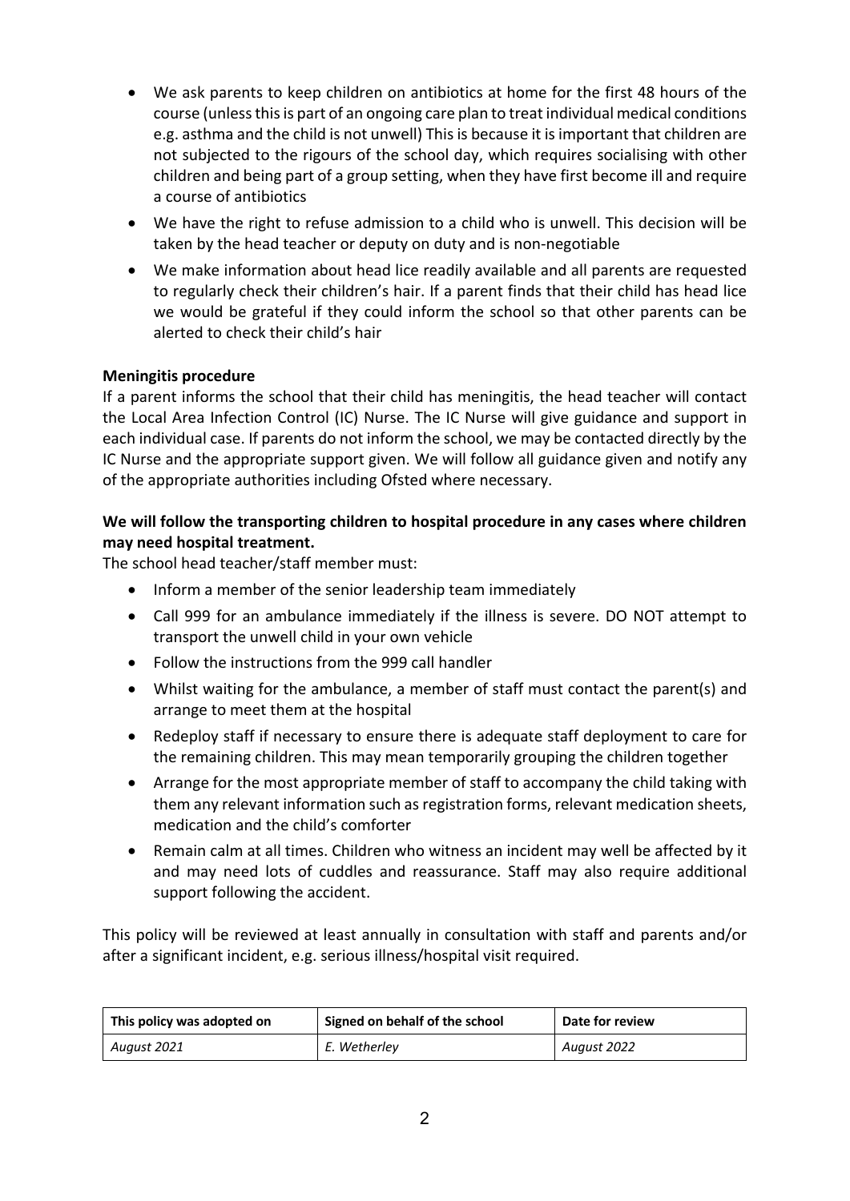- We ask parents to keep children on antibiotics at home for the first 48 hours of the course (unless this is part of an ongoing care plan to treat individual medical conditions e.g. asthma and the child is not unwell) This is because it is important that children are not subjected to the rigours of the school day, which requires socialising with other children and being part of a group setting, when they have first become ill and require a course of antibiotics
- We have the right to refuse admission to a child who is unwell. This decision will be taken by the head teacher or deputy on duty and is non-negotiable
- We make information about head lice readily available and all parents are requested to regularly check their children's hair. If a parent finds that their child has head lice we would be grateful if they could inform the school so that other parents can be alerted to check their child's hair

**Meningitis procedure**

If a parent informs the school that their child has meningitis, the head teacher will contact the Local Area Infection Control (IC) Nurse. The IC Nurse will give guidance and support in each individual case. If parents do not inform the school, we may be contacted directly by the IC Nurse and the appropriate support given. We will follow all guidance given and notify any of the appropriate authorities including Ofsted where necessary.

**We will follow the transporting children to hospital procedure in any cases where children may need hospital treatment.**

The school head teacher/staff member must:

- Inform a member of the senior leadership team immediately
- Call 999 for an ambulance immediately if the illness is severe. DO NOT attempt to transport the unwell child in your own vehicle
- Follow the instructions from the 999 call handler
- Whilst waiting for the ambulance, a member of staff must contact the parent(s) and arrange to meet them at the hospital
- Redeploy staff if necessary to ensure there is adequate staff deployment to care for the remaining children. This may mean temporarily grouping the children together
- Arrange for the most appropriate member of staff to accompany the child taking with them any relevant information such as registration forms, relevant medication sheets, medication and the child's comforter
- Remain calm at all times. Children who witness an incident may well be affected by it and may need lots of cuddles and reassurance. Staff may also require additional support following the accident.

This policy will be reviewed at least annually in consultation with staff and parents and/or after a significant incident, e.g. serious illness/hospital visit required.

| This policy was adopted on | Signed on behalf of the school | Date for review |
|---|---|---|
| *August 2021* | *E. Wetherley* | *August 2022* |